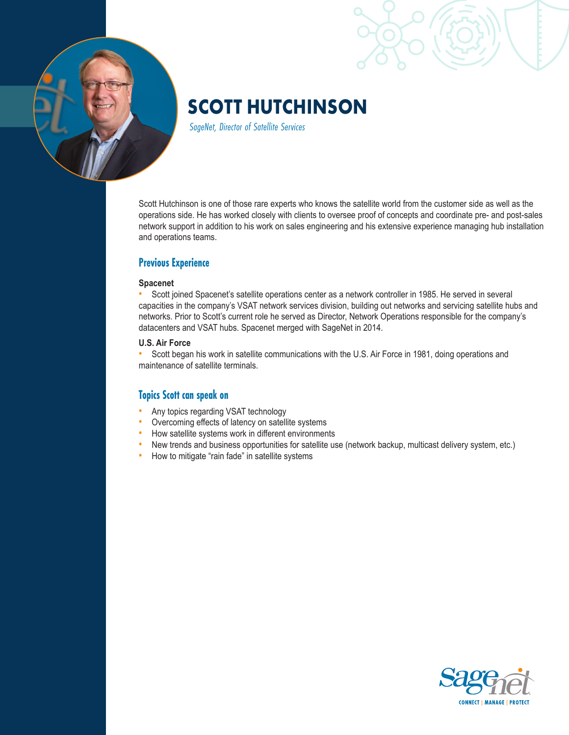# SCOTT HUTCHINSON

*SageNet, Director of Satellite Services*

Scott Hutchinson is one of those rare experts who knows the satellite world from the customer side as well as the operations side. He has worked closely with clients to oversee proof of concepts and coordinate pre- and post-sales network support in addition to his work on sales engineering and his extensive experience managing hub installation and operations teams.

## Previous Experience

**Spacenet**

- Scott joined Spacenet's satellite operations center as a network controller in 1985. He served in several capacities in the company's VSAT network services division, building out networks and servicing satellite hubs and networks. Prior to Scott's current role he served as Director, Network Operations responsible for the company's datacenters and VSAT hubs. Spacenet merged with SageNet in 2014.

**U.S. Air Force**

- Scott began his work in satellite communications with the U.S. Air Force in 1981, doing operations and maintenance of satellite terminals.

## Topics Scott can speak on

- Any topics regarding VSAT technology
- Overcoming effects of latency on satellite systems
- How satellite systems work in different environments
- New trends and business opportunities for satellite use (network backup, multicast delivery system, etc.)
- How to mitigate "rain fade" in satellite systems

SageNet
CONNECT | MANAGE | PROTECT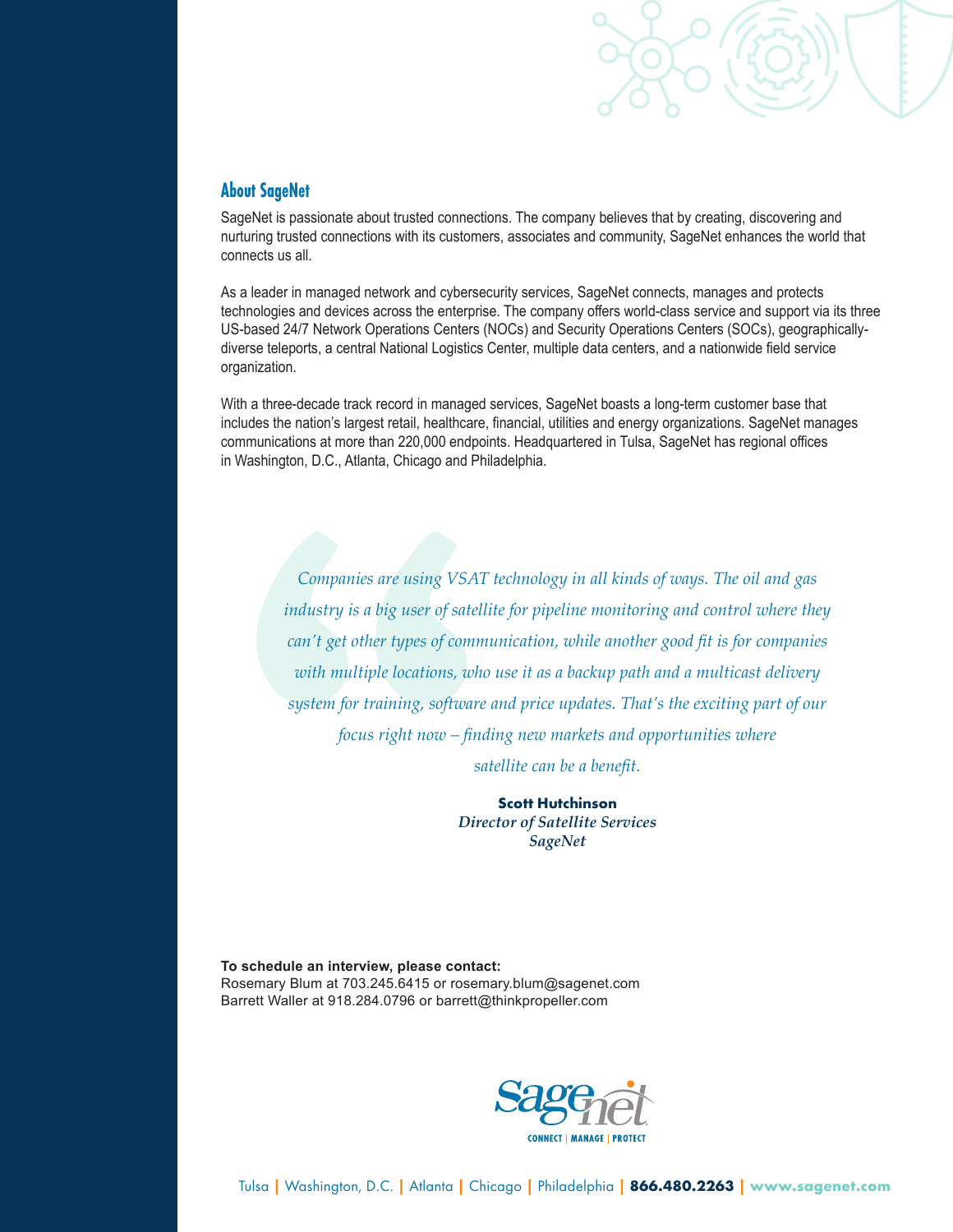## About SageNet

SageNet is passionate about trusted connections. The company believes that by creating, discovering and nurturing trusted connections with its customers, associates and community, SageNet enhances the world that connects us all.

As a leader in managed network and cybersecurity services, SageNet connects, manages and protects technologies and devices across the enterprise. The company offers world-class service and support via its three US-based 24/7 Network Operations Centers (NOCs) and Security Operations Centers (SOCs), geographically-diverse teleports, a central National Logistics Center, multiple data centers, and a nationwide field service organization.

With a three-decade track record in managed services, SageNet boasts a long-term customer base that includes the nation's largest retail, healthcare, financial, utilities and energy organizations. SageNet manages communications at more than 220,000 endpoints. Headquartered in Tulsa, SageNet has regional offices in Washington, D.C., Atlanta, Chicago and Philadelphia.

> *Companies are using VSAT technology in all kinds of ways. The oil and gas industry is a big user of satellite for pipeline monitoring and control where they can't get other types of communication, while another good fit is for companies with multiple locations, who use it as a backup path and a multicast delivery system for training, software and price updates. That's the exciting part of our focus right now – finding new markets and opportunities where satellite can be a benefit.*
>
> **Scott Hutchinson**
> *Director of Satellite Services*
> *SageNet*

**To schedule an interview, please contact:**
Rosemary Blum at 703.245.6415 or rosemary.blum@sagenet.com
Barrett Waller at 918.284.0796 or barrett@thinkpropeller.com

Sagenet
CONNECT | MANAGE | PROTECT

Tulsa | Washington, D.C. | Atlanta | Chicago | Philadelphia | **866.480.2263** | **www.sagenet.com**